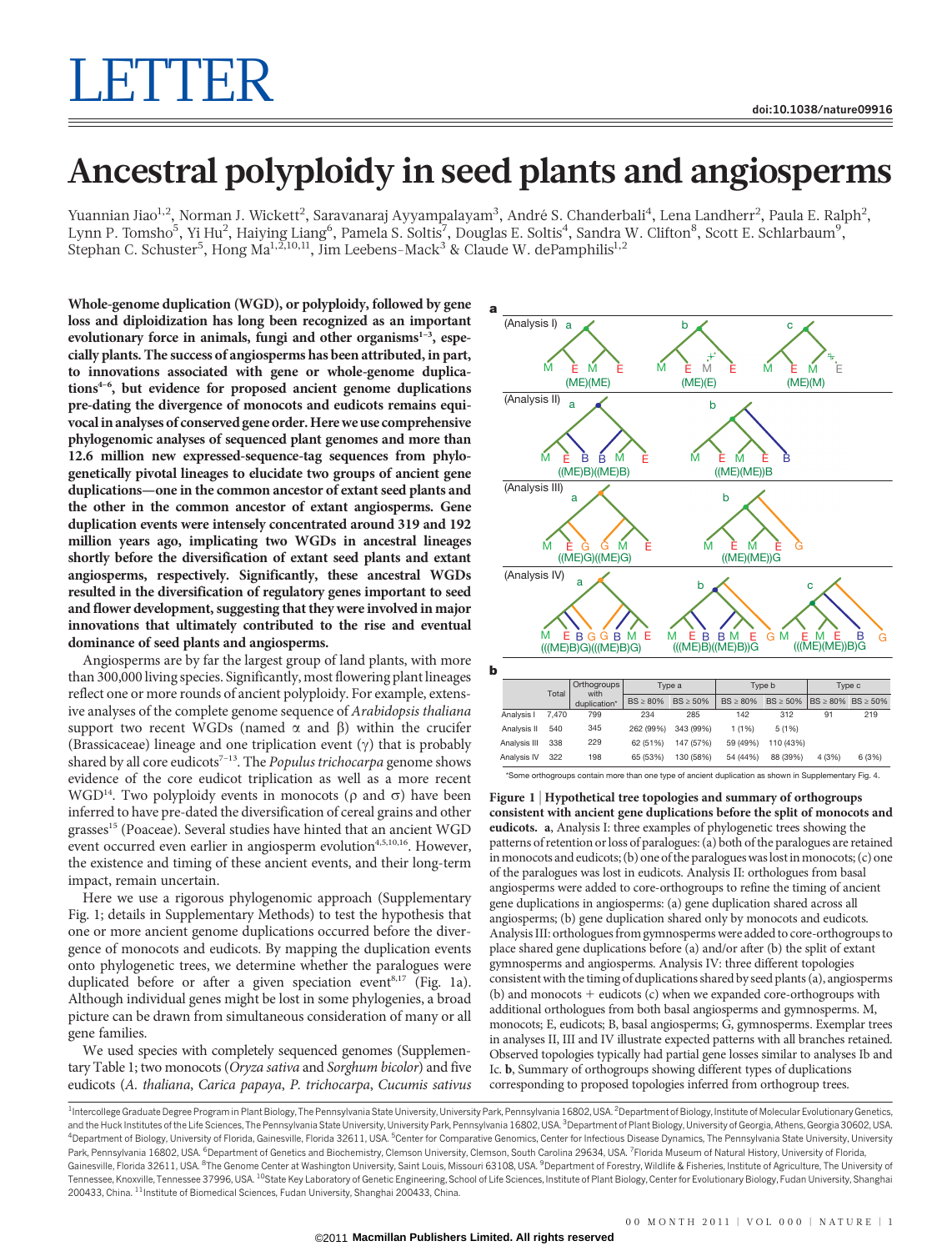# Ancestral polyploidy in seed plants and angiosperms

Yuannian Jiao[1,2], Norman J. Wickett[2], Saravanaraj Ayyampalayam[3], André S. Chanderbali[4], Lena Landherr[2], Paula E. Ralph[2], Lynn P. Tomsho[5], Yi Hu[2], Haiying Liang[6], Pamela S. Soltis[7], Douglas E. Soltis[4], Sandra W. Clifton[8], Scott E. Schlarbaum[9], Stephan C. Schuster[5], Hong Ma[1,2,10,11], Jim Leebens-Mack[3] & Claude W. dePamphilis[1,2]

**Whole-genome duplication (WGD), or polyploidy, followed by gene loss and diploidization has long been recognized as an important evolutionary force in animals, fungi and other organisms[1–3], especially plants. The success of angiosperms has been attributed, in part, to innovations associated with gene or whole-genome duplications[4–6], but evidence for proposed ancient genome duplications pre-dating the divergence of monocots and eudicots remains equivocal in analyses of conserved gene order. Here we use comprehensive phylogenomic analyses of sequenced plant genomes and more than 12.6 million new expressed-sequence-tag sequences from phylogenetically pivotal lineages to elucidate two groups of ancient gene duplications—one in the common ancestor of extant seed plants and the other in the common ancestor of extant angiosperms. Gene duplication events were intensely concentrated around 319 and 192 million years ago, implicating two WGDs in ancestral lineages shortly before the diversification of extant seed plants and extant angiosperms, respectively. Significantly, these ancestral WGDs resulted in the diversification of regulatory genes important to seed and flower development, suggesting that they were involved in major innovations that ultimately contributed to the rise and eventual dominance of seed plants and angiosperms.**

Angiosperms are by far the largest group of land plants, with more than 300,000 living species. Significantly, most flowering plant lineages reflect one or more rounds of ancient polyploidy. For example, extensive analyses of the complete genome sequence of *Arabidopsis thaliana* support two recent WGDs (named α and β) within the crucifer (Brassicaceae) lineage and one triplication event (γ) that is probably shared by all core eudicots[7–13]. The *Populus trichocarpa* genome shows evidence of the core eudicot triplication as well as a more recent WGD[14]. Two polyploidy events in monocots (ρ and σ) have been inferred to have pre-dated the diversification of cereal grains and other grasses[15] (Poaceae). Several studies have hinted that an ancient WGD event occurred even earlier in angiosperm evolution[4,5,10,16]. However, the existence and timing of these ancient events, and their long-term impact, remain uncertain.

Here we use a rigorous phylogenomic approach (Supplementary Fig. 1; details in Supplementary Methods) to test the hypothesis that one or more ancient genome duplications occurred before the divergence of monocots and eudicots. By mapping the duplication events onto phylogenetic trees, we determine whether the paralogues were duplicated before or after a given speciation event[8,17] (Fig. 1a). Although individual genes might be lost in some phylogenies, a broad picture can be drawn from simultaneous consideration of many or all gene families.

We used species with completely sequenced genomes (Supplementary Table 1; two monocots (*Oryza sativa* and *Sorghum bicolor*) and five eudicots (*A. thaliana*, *Carica papaya*, *P. trichocarpa*, *Cucumis sativus*

**a**

| | Total | Orthogroups with duplication* | Type a | | Type b | | Type c | |
|---|---|---|---|---|---|---|---|---|
| | | | BS ≥ 80% | BS ≥ 50% | BS ≥ 80% | BS ≥ 50% | BS ≥ 80% | BS ≥ 50% |
| Analysis I | 7,470 | 799 | 234 | 285 | 142 | 312 | 91 | 219 |
| Analysis II | 540 | 345 | 262 (99%) | 343 (99%) | 1 (1%) | 5 (1%) | | |
| Analysis III | 338 | 229 | 62 (51%) | 147 (57%) | 59 (49%) | 110 (43%) | | |
| Analysis IV | 322 | 198 | 65 (53%) | 130 (58%) | 54 (44%) | 88 (39%) | 4 (3%) | 6 (3%) |

*Some orthogroups contain more than one type of ancient duplication as shown in Supplementary Fig. 4.

**Figure 1 | Hypothetical tree topologies and summary of orthogroups consistent with ancient gene duplications before the split of monocots and eudicots. a**, Analysis I: three examples of phylogenetic trees showing the patterns of retention or loss of paralogues: (a) both of the paralogues are retained in monocots and eudicots; (b) one of the paralogues was lost in monocots; (c) one of the paralogues was lost in eudicots. Analysis II: orthologues from basal angiosperms were added to core-orthogroups to refine the timing of ancient gene duplications in angiosperms: (a) gene duplication shared across all angiosperms; (b) gene duplication shared only by monocots and eudicots. Analysis III: orthologues from gymnosperms were added to core-orthogroups to place shared gene duplications before (a) and/or after (b) the split of extant gymnosperms and angiosperms. Analysis IV: three different topologies consistent with the timing of duplications shared by seed plants (a), angiosperms (b) and monocots + eudicots (c) when we expanded core-orthogroups with additional orthologues from both basal angiosperms and gymnosperms. M, monocots; E, eudicots; B, basal angiosperms; G, gymnosperms. Exemplar trees in analyses II, III and IV illustrate expected patterns with all branches retained. Observed topologies typically had partial gene losses similar to analyses Ib and Ic. **b**, Summary of orthogroups showing different types of duplications corresponding to proposed topologies inferred from orthogroup trees.

[1]Intercollege Graduate Degree Program in Plant Biology, The Pennsylvania State University, University Park, Pennsylvania 16802, USA. [2]Department of Biology, Institute of Molecular Evolutionary Genetics, and the Huck Institutes of the Life Sciences, The Pennsylvania State University, University Park, Pennsylvania 16802, USA. [3]Department of Plant Biology, University of Georgia, Athens, Georgia 30602, USA. [4]Department of Biology, University of Florida, Gainesville, Florida 32611, USA. [5]Center for Comparative Genomics, Center for Infectious Disease Dynamics, The Pennsylvania State University, University Park, Pennsylvania 16802, USA. [6]Department of Genetics and Biochemistry, Clemson University, Clemson, South Carolina 29634, USA. [7]Florida Museum of Natural History, University of Florida, Gainesville, Florida 32611, USA. [8]The Genome Center at Washington University, Saint Louis, Missouri 63108, USA. [9]Department of Forestry, Wildlife & Fisheries, Institute of Agriculture, The University of Tennessee, Knoxville, Tennessee 37996, USA. [10]State Key Laboratory of Genetic Engineering, School of Life Sciences, Institute of Plant Biology, Center for Evolutionary Biology, Fudan University, Shanghai 200433, China. [11]Institute of Biomedical Sciences, Fudan University, Shanghai 200433, China.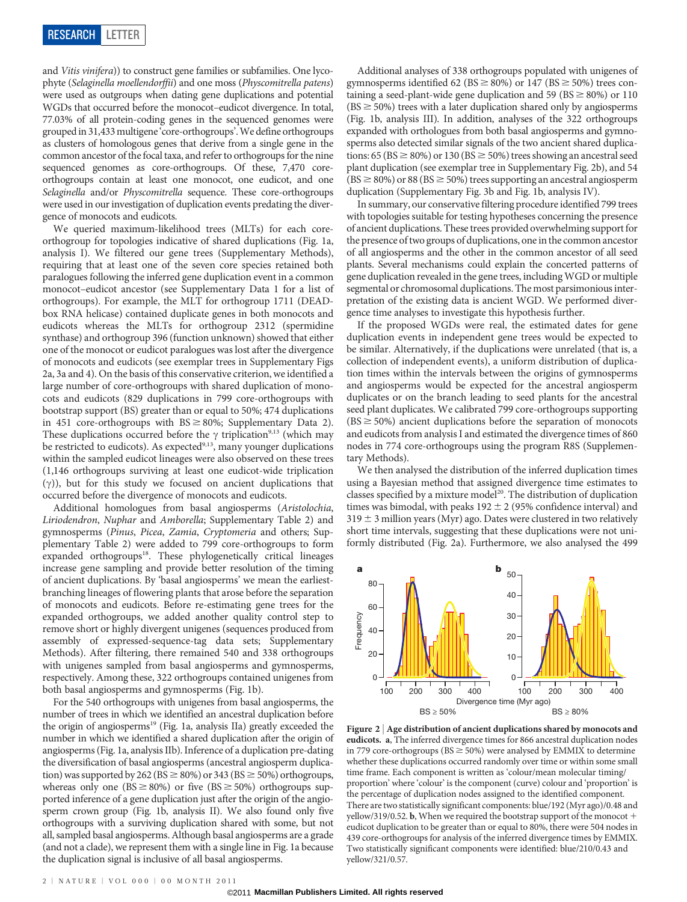and *Vitis vinifera*)) to construct gene families or subfamilies. One lycophyte (*Selaginella moellendorffii*) and one moss (*Physcomitrella patens*) were used as outgroups when dating gene duplications and potential WGDs that occurred before the monocot–eudicot divergence. In total, 77.03% of all protein-coding genes in the sequenced genomes were grouped in 31,433 multigene 'core-orthogroups'. We define orthogroups as clusters of homologous genes that derive from a single gene in the common ancestor of the focal taxa, and refer to orthogroups for the nine sequenced genomes as core-orthogroups. Of these, 7,470 core-orthogroups contain at least one monocot, one eudicot, and one *Selaginella* and/or *Physcomitrella* sequence. These core-orthogroups were used in our investigation of duplication events predating the divergence of monocots and eudicots.

We queried maximum-likelihood trees (MLTs) for each core-orthogroup for topologies indicative of shared duplications (Fig. 1a, analysis I). We filtered our gene trees (Supplementary Methods), requiring that at least one of the seven core species retained both paralogues following the inferred gene duplication event in a common monocot–eudicot ancestor (see Supplementary Data 1 for a list of orthogroups). For example, the MLT for orthogroup 1711 (DEAD-box RNA helicase) contained duplicate genes in both monocots and eudicots whereas the MLTs for orthogroup 2312 (spermidine synthase) and orthogroup 396 (function unknown) showed that either one of the monocot or eudicot paralogues was lost after the divergence of monocots and eudicots (see exemplar trees in Supplementary Figs 2a, 3a and 4). On the basis of this conservative criterion, we identified a large number of core-orthogroups with shared duplication of monocots and eudicots (829 duplications in 799 core-orthogroups with bootstrap support (BS) greater than or equal to 50%; 474 duplications in 451 core-orthogroups with BS $\geq$ 80%; Supplementary Data 2). These duplications occurred before the $\gamma$ triplication[9,13] (which may be restricted to eudicots). As expected[9,13], many younger duplications within the sampled eudicot lineages were also observed on these trees (1,146 orthogroups surviving at least one eudicot-wide triplication ($\gamma$)), but for this study we focused on ancient duplications that occurred before the divergence of monocots and eudicots.

Additional homologues from basal angiosperms (*Aristolochia*, *Liriodendron*, *Nuphar* and *Amborella*; Supplementary Table 2) and gymnosperms (*Pinus*, *Picea*, *Zamia*, *Cryptomeria* and others; Supplementary Table 2) were added to 799 core-orthogroups to form expanded orthogroups[18]. These phylogenetically critical lineages increase gene sampling and provide better resolution of the timing of ancient duplications. By 'basal angiosperms' we mean the earliest-branching lineages of flowering plants that arose before the separation of monocots and eudicots. Before re-estimating gene trees for the expanded orthogroups, we added another quality control step to remove short or highly divergent unigenes (sequences produced from assembly of expressed-sequence-tag data sets; Supplementary Methods). After filtering, there remained 540 and 338 orthogroups with unigenes sampled from basal angiosperms and gymnosperms, respectively. Among these, 322 orthogroups contained unigenes from both basal angiosperms and gymnosperms (Fig. 1b).

For the 540 orthogroups with unigenes from basal angiosperms, the number of trees in which we identified an ancestral duplication before the origin of angiosperms[19] (Fig. 1a, analysis IIa) greatly exceeded the number in which we identified a shared duplication after the origin of angiosperms (Fig. 1a, analysis IIb). Inference of a duplication pre-dating the diversification of basal angiosperms (ancestral angiosperm duplication) was supported by 262 (BS $\geq$ 80%) or 343 (BS $\geq$ 50%) orthogroups, whereas only one (BS $\geq$ 80%) or five (BS $\geq$ 50%) orthogroups supported inference of a gene duplication just after the origin of the angiosperm crown group (Fig. 1b, analysis II). We also found only five orthogroups with a surviving duplication shared with some, but not all, sampled basal angiosperms. Although basal angiosperms are a grade (and not a clade), we represent them with a single line in Fig. 1a because the duplication signal is inclusive of all basal angiosperms.

Additional analyses of 338 orthogroups populated with unigenes of gymnosperms identified 62 (BS $\geq$ 80%) or 147 (BS $\geq$ 50%) trees containing a seed-plant-wide gene duplication and 59 (BS $\geq$ 80%) or 110 (BS $\geq$ 50%) trees with a later duplication shared only by angiosperms (Fig. 1b, analysis III). In addition, analyses of the 322 orthogroups expanded with orthologues from both basal angiosperms and gymnosperms also detected similar signals of the two ancient shared duplications: 65 (BS $\geq$ 80%) or 130 (BS $\geq$ 50%) trees showing an ancestral seed plant duplication (see exemplar tree in Supplementary Fig. 2b), and 54 (BS $\geq$ 80%) or 88 (BS $\geq$ 50%) trees supporting an ancestral angiosperm duplication (Supplementary Fig. 3b and Fig. 1b, analysis IV).

In summary, our conservative filtering procedure identified 799 trees with topologies suitable for testing hypotheses concerning the presence of ancient duplications. These trees provided overwhelming support for the presence of two groups of duplications, one in the common ancestor of all angiosperms and the other in the common ancestor of all seed plants. Several mechanisms could explain the concerted patterns of gene duplication revealed in the gene trees, including WGD or multiple segmental or chromosomal duplications. The most parsimonious interpretation of the existing data is ancient WGD. We performed divergence time analyses to investigate this hypothesis further.

If the proposed WGDs were real, the estimated dates for gene duplication events in independent gene trees would be expected to be similar. Alternatively, if the duplications were unrelated (that is, a collection of independent events), a uniform distribution of duplication times within the intervals between the origins of gymnosperms and angiosperms would be expected for the ancestral angiosperm duplicates or on the branch leading to seed plants for the ancestral seed plant duplicates. We calibrated 799 core-orthogroups supporting (BS $\geq$ 50%) ancient duplications before the separation of monocots and eudicots from analysis I and estimated the divergence times of 860 nodes in 774 core-orthogroups using the program R8S (Supplementary Methods).

We then analysed the distribution of the inferred duplication times using a Bayesian method that assigned divergence time estimates to classes specified by a mixture model[20]. The distribution of duplication times was bimodal, with peaks 192 $\pm$ 2 (95% confidence interval) and 319 $\pm$ 3 million years (Myr) ago. Dates were clustered in two relatively short time intervals, suggesting that these duplications were not uniformly distributed (Fig. 2a). Furthermore, we also analysed the 499

**Figure 2 | Age distribution of ancient duplications shared by monocots and eudicots.** **a**, The inferred divergence times for 866 ancestral duplication nodes in 779 core-orthogroups (BS $\geq$ 50%) were analysed by EMMIX to determine whether these duplications occurred randomly over time or within some small time frame. Each component is written as 'colour/mean molecular timing/proportion' where 'colour' is the component (curve) colour and 'proportion' is the percentage of duplication nodes assigned to the identified component. There are two statistically significant components: blue/192 (Myr ago)/0.48 and yellow/319/0.52. **b**, When we required the bootstrap support of the monocot + eudicot duplication to be greater than or equal to 80%, there were 504 nodes in 439 core-orthogroups for analysis of the inferred divergence times by EMMIX. Two statistically significant components were identified: blue/210/0.43 and yellow/321/0.57.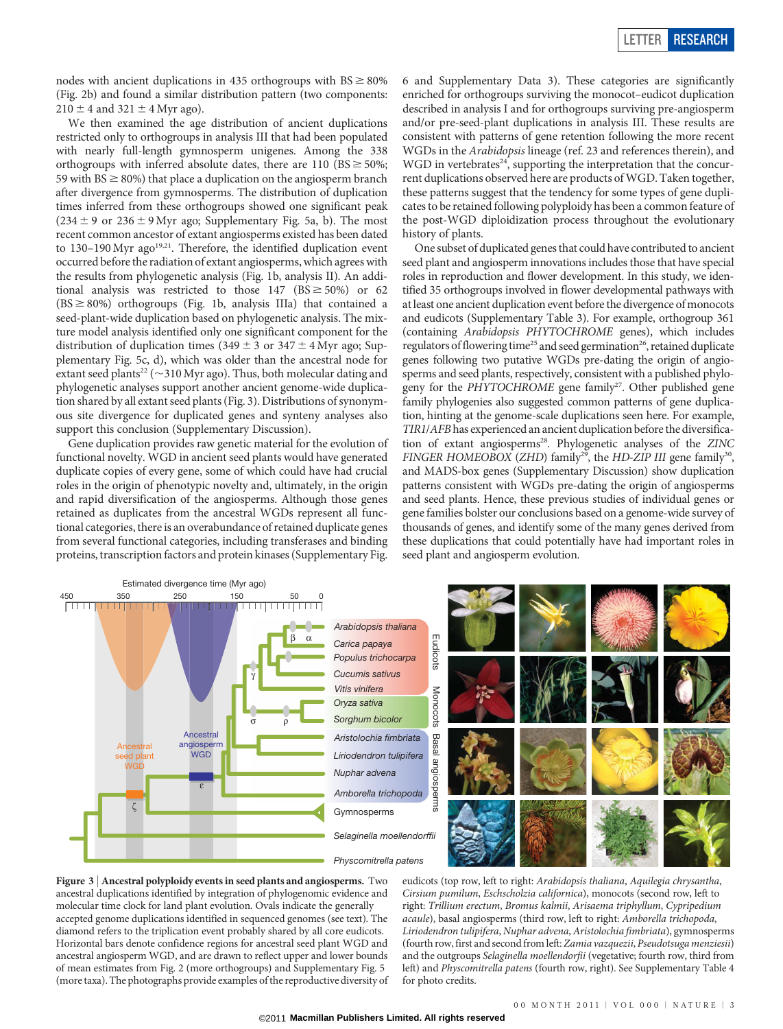nodes with ancient duplications in 435 orthogroups with BS $\geq$ 80% (Fig. 2b) and found a similar distribution pattern (two components: 210 ± 4 and 321 ± 4 Myr ago).

We then examined the age distribution of ancient duplications restricted only to orthogroups in analysis III that had been populated with nearly full-length gymnosperm unigenes. Among the 338 orthogroups with inferred absolute dates, there are 110 (BS $\geq$ 50%; 59 with BS $\geq$ 80%) that place a duplication on the angiosperm branch after divergence from gymnosperms. The distribution of duplication times inferred from these orthogroups showed one significant peak (234 ± 9 or 236 ± 9 Myr ago; Supplementary Fig. 5a, b). The most recent common ancestor of extant angiosperms existed has been dated to 130–190 Myr ago[19,21]. Therefore, the identified duplication event occurred before the radiation of extant angiosperms, which agrees with the results from phylogenetic analysis (Fig. 1b, analysis II). An additional analysis was restricted to those 147 (BS $\geq$ 50%) or 62 (BS $\geq$ 80%) orthogroups (Fig. 1b, analysis IIIa) that contained a seed-plant-wide duplication based on phylogenetic analysis. The mixture model analysis identified only one significant component for the distribution of duplication times (349 ± 3 or 347 ± 4 Myr ago; Supplementary Fig. 5c, d), which was older than the ancestral node for extant seed plants[22] (~310 Myr ago). Thus, both molecular dating and phylogenetic analyses support another ancient genome-wide duplication shared by all extant seed plants (Fig. 3). Distributions of synonymous site divergence for duplicated genes and synteny analyses also support this conclusion (Supplementary Discussion).

Gene duplication provides raw genetic material for the evolution of functional novelty. WGD in ancient seed plants would have generated duplicate copies of every gene, some of which could have had crucial roles in the origin of phenotypic novelty and, ultimately, in the origin and rapid diversification of the angiosperms. Although those genes retained as duplicates from the ancestral WGDs represent all functional categories, there is an overabundance of retained duplicate genes from several functional categories, including transferases and binding proteins, transcription factors and protein kinases (Supplementary Fig. 6 and Supplementary Data 3). These categories are significantly enriched for orthogroups surviving the monocot–eudicot duplication described in analysis I and for orthogroups surviving pre-angiosperm and/or pre-seed-plant duplications in analysis III. These results are consistent with patterns of gene retention following the more recent WGDs in the *Arabidopsis* lineage (ref. 23 and references therein), and WGD in vertebrates[24], supporting the interpretation that the concurrent duplications observed here are products of WGD. Taken together, these patterns suggest that the tendency for some types of gene duplicates to be retained following polyploidy has been a common feature of the post-WGD diploidization process throughout the evolutionary history of plants.

One subset of duplicated genes that could have contributed to ancient seed plant and angiosperm innovations includes those that have special roles in reproduction and flower development. In this study, we identified 35 orthogroups involved in flower developmental pathways with at least one ancient duplication event before the divergence of monocots and eudicots (Supplementary Table 3). For example, orthogroup 361 (containing *Arabidopsis PHYTOCHROME* genes), which includes regulators of flowering time[25] and seed germination[26], retained duplicate genes following two putative WGDs pre-dating the origin of angiosperms and seed plants, respectively, consistent with a published phylogeny for the *PHYTOCHROME* gene family[27]. Other published gene family phylogenies also suggested common patterns of gene duplication, hinting at the genome-scale duplications seen here. For example, *TIR1/AFB* has experienced an ancient duplication before the diversification of extant angiosperms[28]. Phylogenetic analyses of the *ZINC FINGER HOMEOBOX* (*ZHD*) family[29], the *HD-ZIP III* gene family[30], and MADS-box genes (Supplementary Discussion) show duplication patterns consistent with WGDs pre-dating the origin of angiosperms and seed plants. Hence, these previous studies of individual genes or gene families bolster our conclusions based on a genome-wide survey of thousands of genes, and identify some of the many genes derived from these duplications that could potentially have had important roles in seed plant and angiosperm evolution.

**Figure 3 | Ancestral polyploidy events in seed plants and angiosperms.** Two ancestral duplications identified by integration of phylogenomic evidence and molecular time clock for land plant evolution. Ovals indicate the generally accepted genome duplications identified in sequenced genomes (see text). The diamond refers to the triplication event probably shared by all core eudicots. Horizontal bars denote confidence regions for ancestral seed plant WGD and ancestral angiosperm WGD, and are drawn to reflect upper and lower bounds of mean estimates from Fig. 2 (more orthogroups) and Supplementary Fig. 5 (more taxa). The photographs provide examples of the reproductive diversity of eudicots (top row, left to right: *Arabidopsis thaliana*, *Aquilegia chrysantha*, *Cirsium pumilum*, *Eschscholzia californica*), monocots (second row, left to right: *Trillium erectum*, *Bromus kalmii*, *Arisaema triphyllum*, *Cypripedium acaule*), basal angiosperms (third row, left to right: *Amborella trichopoda*, *Liriodendron tulipifera*, *Nuphar advena*, *Aristolochia fimbriata*), gymnosperms (fourth row, first and second from left: *Zamia vazquezii*, *Pseudotsuga menziesii*) and the outgroups *Selaginella moellendorfii* (vegetative; fourth row, third from left) and *Physcomitrella patens* (fourth row, right). See Supplementary Table 4 for photo credits.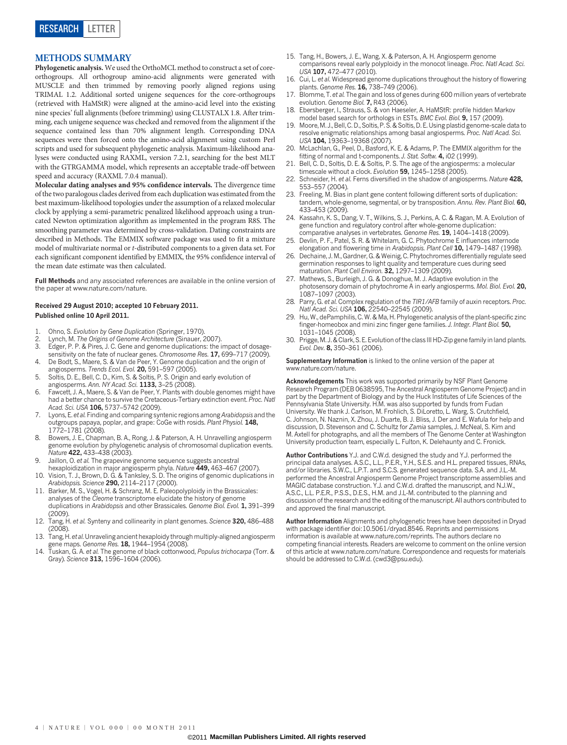## METHODS SUMMARY

**Phylogenetic analysis.** We used the OrthoMCL method to construct a set of core-orthogroups. All orthogroup amino-acid alignments were generated with MUSCLE and then trimmed by removing poorly aligned regions using TRIMAL 1.2. Additional sorted unigene sequences for the core-orthogroups (retrieved with HaMStR) were aligned at the amino-acid level into the existing nine species' full alignments (before trimming) using CLUSTALX 1.8. After trimming, each unigene sequence was checked and removed from the alignment if the sequence contained less than 70% alignment length. Corresponding DNA sequences were then forced onto the amino-acid alignment using custom Perl scripts and used for subsequent phylogenetic analysis. Maximum-likelihood analyses were conducted using RAXML, version 7.2.1, searching for the best MLT with the GTRGAMMA model, which represents an acceptable trade-off between speed and accuracy (RAXML 7.0.4 manual).

**Molecular dating analyses and 95% confidence intervals.** The divergence time of the two paralogous clades derived from each duplication was estimated from the best maximum-likelihood topologies under the assumption of a relaxed molecular clock by applying a semi-parametric penalized likelihood approach using a truncated Newton optimization algorithm as implemented in the program R8S. The smoothing parameter was determined by cross-validation. Dating constraints are described in Methods. The EMMIX software package was used to fit a mixture model of multivariate normal or *t*-distributed components to a given data set. For each significant component identified by EMMIX, the 95% confidence interval of the mean date estimate was then calculated.

**Full Methods** and any associated references are available in the online version of the paper at www.nature.com/nature.

**Received 29 August 2010; accepted 10 February 2011.**
**Published online 10 April 2011.**

1. Ohno, S. *Evolution by Gene Duplication* (Springer, 1970).
2. Lynch, M. *The Origins of Genome Architecture* (Sinauer, 2007).
3. Edger, P. P. & Pires, J. C. Gene and genome duplications: the impact of dosage-sensitivity on the fate of nuclear genes. *Chromosome Res.* **17,** 699–717 (2009).
4. De Bodt, S., Maere, S. & Van de Peer, Y. Genome duplication and the origin of angiosperms. *Trends Ecol. Evol.* **20,** 591–597 (2005).
5. Soltis, D. E., Bell, C. D., Kim, S. & Soltis, P. S. Origin and early evolution of angiosperms. *Ann. NY Acad. Sci.* **1133,** 3–25 (2008).
6. Fawcett, J. A., Maere, S. & Van de Peer, Y. Plants with double genomes might have had a better chance to survive the Cretaceous-Tertiary extinction event. *Proc. Natl Acad. Sci. USA* **106,** 5737–5742 (2009).
7. Lyons, E. *et al.* Finding and comparing syntenic regions among *Arabidopsis* and the outgroups papaya, poplar, and grape: CoGe with rosids. *Plant Physiol.* **148,** 1772–1781 (2008).
8. Bowers, J. E., Chapman, B. A., Rong, J. & Paterson, A. H. Unravelling angiosperm genome evolution by phylogenetic analysis of chromosomal duplication events. *Nature* **422,** 433–438 (2003).
9. Jaillon, O. *et al.* The grapevine genome sequence suggests ancestral hexaploidization in major angiosperm phyla. *Nature* **449,** 463–467 (2007).
10. Vision, T. J., Brown, D. G. & Tanksley, S. D. The origins of genomic duplications in *Arabidopsis*. *Science* **290,** 2114–2117 (2000).
11. Barker, M. S., Vogel, H. & Schranz, M. E. Paleopolyploidy in the Brassicales: analyses of the *Cleome* transcriptome elucidate the history of genome duplications in *Arabidopsis* and other Brassicales. *Genome Biol. Evol.* **1,** 391–399 (2009).
12. Tang, H. *et al.* Synteny and collinearity in plant genomes. *Science* **320,** 486–488 (2008).
13. Tang, H. *et al.* Unraveling ancient hexaploidy through multiply-aligned angiosperm gene maps. *Genome Res.* **18,** 1944–1954 (2008).
14. Tuskan, G. A. *et al.* The genome of black cottonwood, *Populus trichocarpa* (Torr. & Gray). *Science* **313,** 1596–1604 (2006).
15. Tang, H., Bowers, J. E., Wang, X. & Paterson, A. H. Angiosperm genome comparisons reveal early polyploidy in the monocot lineage. *Proc. Natl Acad. Sci. USA* **107,** 472–477 (2010).
16. Cui, L. *et al.* Widespread genome duplications throughout the history of flowering plants. *Genome Res.* **16,** 738–749 (2006).
17. Blomme, T. *et al.* The gain and loss of genes during 600 million years of vertebrate evolution. *Genome Biol.* **7,** R43 (2006).
18. Ebersberger, I., Strauss, S. & von Haeseler, A. HaMStR: profile hidden Markov model based search for orthologs in ESTs. *BMC Evol. Biol.* **9,** 157 (2009).
19. Moore, M. J., Bell, C. D., Soltis, P. S. & Soltis, D. E. Using plastid genome-scale data to resolve enigmatic relationships among basal angiosperms. *Proc. Natl Acad. Sci. USA* **104,** 19363–19368 (2007).
20. McLachlan, G., Peel, D., Basford, K. E. & Adams, P. The EMMIX algorithm for the fitting of normal and t-components. *J. Stat. Softw.* **4,** i02 (1999).
21. Bell, C. D., Soltis, D. E. & Soltis, P. S. The age of the angiosperms: a molecular timescale without a clock. *Evolution* **59,** 1245–1258 (2005).
22. Schneider, H. *et al.* Ferns diversified in the shadow of angiosperms. *Nature* **428,** 553–557 (2004).
23. Freeling, M. Bias in plant gene content following different sorts of duplication: tandem, whole-genome, segmental, or by transposition. *Annu. Rev. Plant Biol.* **60,** 433–453 (2009).
24. Kassahn, K. S., Dang, V. T., Wilkins, S. J., Perkins, A. C. & Ragan, M. A. Evolution of gene function and regulatory control after whole-genome duplication: comparative analyses in vertebrates. *Genome Res.* **19,** 1404–1418 (2009).
25. Devlin, P. F., Patel, S. R. & Whitelam, G. C. Phytochrome E influences internode elongation and flowering time in *Arabidopsis*. *Plant Cell* **10,** 1479–1487 (1998).
26. Dechaine, J. M., Gardner, G. & Weinig, C. Phytochromes differentially regulate seed germination responses to light quality and temperature cues during seed maturation. *Plant Cell Environ.* **32,** 1297–1309 (2009).
27. Mathews, S., Burleigh, J. G. & Donoghue, M. J. Adaptive evolution in the photosensory domain of phytochrome A in early angiosperms. *Mol. Biol. Evol.* **20,** 1087–1097 (2003).
28. Parry, G. *et al.* Complex regulation of the *TIR1/AFB* family of auxin receptors. *Proc. Natl Acad. Sci. USA* **106,** 22540–22545 (2009).
29. Hu, W., dePamphilis, C. W. & Ma, H. Phylogenetic analysis of the plant-specific zinc finger-homeobox and mini zinc finger gene families. *J. Integr. Plant Biol.* **50,** 1031–1045 (2008).
30. Prigge, M. J. & Clark, S. E. Evolution of the class III HD-Zip gene family in land plants. *Evol. Dev.* **8,** 350–361 (2006).

**Supplementary Information** is linked to the online version of the paper at www.nature.com/nature.

**Acknowledgements** This work was supported primarily by NSF Plant Genome Research Program (DEB 0638595, The Ancestral Angiosperm Genome Project) and in part by the Department of Biology and by the Huck Institutes of Life Sciences of the Pennsylvania State University. H.M. was also supported by funds from Fudan University. We thank J. Carlson, M. Frohlich, S. DiLoretto, L. Warg, S. Crutchfield, C. Johnson, N. Naznin, X. Zhou, J. Duarte, B. J. Bliss, J. Der and E. Wafula for help and discussion, D. Stevenson and C. Schultz for *Zamia* samples, J. McNeal, S. Kim and M. Axtell for photographs, and all the members of The Genome Center at Washington University production team, especially L. Fulton, K. Delehaunty and C. Fronick.

**Author Contributions** Y.J. and C.W.d. designed the study and Y.J. performed the principal data analyses. A.S.C., L.L., P.E.R., Y.H., S.E.S. and H.L. prepared tissues, RNAs, and/or libraries. S.W.C., L.P.T. and S.C.S. generated sequence data. S.A. and J.L.-M. performed the Ancestral Angiosperm Genome Project transcriptome assemblies and MAGIC database construction. Y.J. and C.W.d. drafted the manuscript, and N.J.W., A.S.C., L.L. P.E.R., P.S.S., D.E.S., H.M. and J.L-M. contributed to the planning and discussion of the research and the editing of the manuscript. All authors contributed to and approved the final manuscript.

**Author Information** Alignments and phylogenetic trees have been deposited in Dryad with package identifier doi:10.5061/dryad.8546. Reprints and permissions information is available at www.nature.com/reprints. The authors declare no competing financial interests. Readers are welcome to comment on the online version of this article at www.nature.com/nature. Correspondence and requests for materials should be addressed to C.W.d. (cwd3@psu.edu).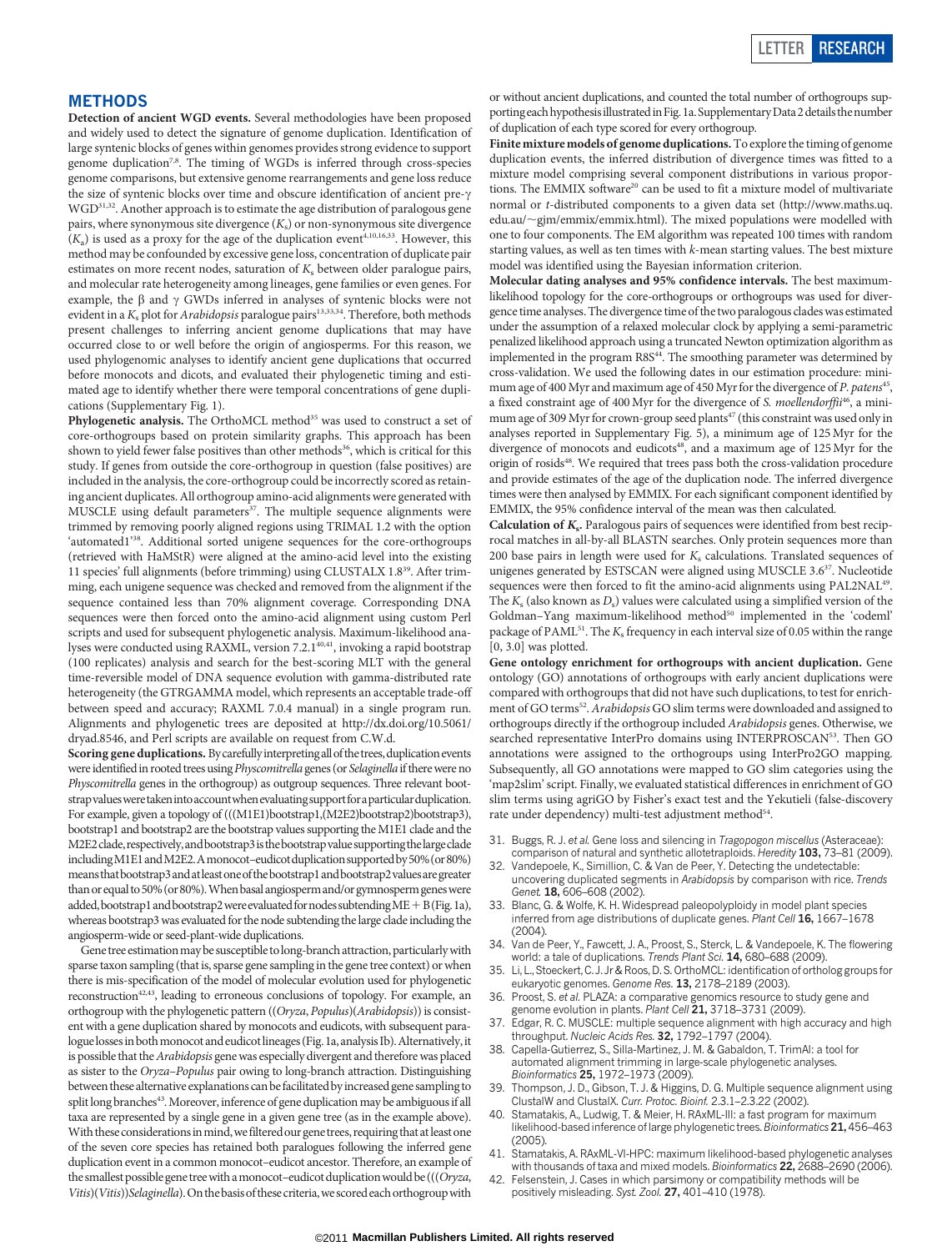## METHODS

**Detection of ancient WGD events.** Several methodologies have been proposed and widely used to detect the signature of genome duplication. Identification of large syntenic blocks of genes within genomes provides strong evidence to support genome duplication[7,8]. The timing of WGDs is inferred through cross-species genome comparisons, but extensive genome rearrangements and gene loss reduce the size of syntenic blocks over time and obscure identification of ancient pre-γ WGD[31,32]. Another approach is to estimate the age distribution of paralogous gene pairs, where synonymous site divergence ($K_s$) or non-synonymous site divergence ($K_a$) is used as a proxy for the age of the duplication event[4,10,16,33]. However, this method may be confounded by excessive gene loss, concentration of duplicate pair estimates on more recent nodes, saturation of $K_s$ between older paralogue pairs, and molecular rate heterogeneity among lineages, gene families or even genes. For example, the β and γ GWDs inferred in analyses of syntenic blocks were not evident in a $K_s$ plot for *Arabidopsis* paralogue pairs[13,33,34]. Therefore, both methods present challenges to inferring ancient genome duplications that may have occurred close to or well before the origin of angiosperms. For this reason, we used phylogenomic analyses to identify ancient gene duplications that occurred before monocots and dicots, and evaluated their phylogenetic timing and estimated age to identify whether there were temporal concentrations of gene duplications (Supplementary Fig. 1).

**Phylogenetic analysis.** The OrthoMCL method[35] was used to construct a set of core-orthogroups based on protein similarity graphs. This approach has been shown to yield fewer false positives than other methods[36], which is critical for this study. If genes from outside the core-orthogroup in question (false positives) are included in the analysis, the core-orthogroup could be incorrectly scored as retaining ancient duplicates. All orthogroup amino-acid alignments were generated with MUSCLE using default parameters[37]. The multiple sequence alignments were trimmed by removing poorly aligned regions using TRIMAL 1.2 with the option 'automated1'[38]. Additional sorted unigene sequences for the core-orthogroups (retrieved with HaMStR) were aligned at the amino-acid level into the existing 11 species' full alignments (before trimming) using CLUSTALX 1.8[39]. After trimming, each unigene sequence was checked and removed from the alignment if the sequence contained less than 70% alignment coverage. Corresponding DNA sequences were then forced onto the amino-acid alignment using custom Perl scripts and used for subsequent phylogenetic analysis. Maximum-likelihood analyses were conducted using RAXML, version 7.2.1[40,41], invoking a rapid bootstrap (100 replicates) analysis and search for the best-scoring MLT with the general time-reversible model of DNA sequence evolution with gamma-distributed rate heterogeneity (the GTRGAMMA model, which represents an acceptable trade-off between speed and accuracy; RAXML 7.0.4 manual) in a single program run. Alignments and phylogenetic trees are deposited at http://dx.doi.org/10.5061/dryad.8546, and Perl scripts are available on request from C.W.d.

**Scoring gene duplications.** By carefully interpreting all of the trees, duplication events were identified in rooted trees using *Physcomitrella* genes (or *Selaginella* if there were no *Physcomitrella* genes in the orthogroup) as outgroup sequences. Three relevant bootstrap values were taken into account when evaluating support for a particular duplication. For example, given a topology of (((M1E1)bootstrap1,(M2E2)bootstrap2)bootstrap3), bootstrap1 and bootstrap2 are the bootstrap values supporting the M1E1 clade and the M2E2 clade, respectively, and bootstrap3 is the bootstrap value supporting the large clade including M1E1 and M2E2. A monocot–eudicot duplication supported by 50% (or 80%) means that bootstrap3 and at least one of the bootstrap1 and bootstrap2 values are greater than or equal to 50% (or 80%). When basal angiosperm and/or gymnosperm genes were added, bootstrap1 and bootstrap2 were evaluated for nodes subtending ME + B (Fig. 1a), whereas bootstrap3 was evaluated for the node subtending the large clade including the angiosperm-wide or seed-plant-wide duplications.

Gene tree estimation may be susceptible to long-branch attraction, particularly with sparse taxon sampling (that is, sparse gene sampling in the gene tree context) or when there is mis-specification of the model of molecular evolution used for phylogenetic reconstruction[42,43], leading to erroneous conclusions of topology. For example, an orthogroup with the phylogenetic pattern ((*Oryza*, *Populus*)(*Arabidopsis*)) is consistent with a gene duplication shared by monocots and eudicots, with subsequent paralogue losses in both monocot and eudicot lineages (Fig. 1a, analysis Ib). Alternatively, it is possible that the *Arabidopsis* gene was especially divergent and therefore was placed as sister to the *Oryza*–*Populus* pair owing to long-branch attraction. Distinguishing between these alternative explanations can be facilitated by increased gene sampling to split long branches[43]. Moreover, inference of gene duplication may be ambiguous if all taxa are represented by a single gene in a given gene tree (as in the example above). With these considerations in mind, we filtered our gene trees, requiring that at least one of the seven core species has retained both paralogues following the inferred gene duplication event in a common monocot–eudicot ancestor. Therefore, an example of the smallest possible gene tree with a monocot–eudicot duplication would be (((*Oryza*, *Vitis*)(*Vitis*))*Selaginella*). On the basis of these criteria, we scored each orthogroup with or without ancient duplications, and counted the total number of orthogroups supporting each hypothesis illustrated in Fig. 1a. Supplementary Data 2 details the number of duplication of each type scored for every orthogroup.

**Finite mixture models of genome duplications.** To explore the timing of genome duplication events, the inferred distribution of divergence times was fitted to a mixture model comprising several component distributions in various proportions. The EMMIX software[20] can be used to fit a mixture model of multivariate normal or *t*-distributed components to a given data set (http://www.maths.uq.edu.au/~gjm/emmix/emmix.html). The mixed populations were modelled with one to four components. The EM algorithm was repeated 100 times with random starting values, as well as ten times with *k*-mean starting values. The best mixture model was identified using the Bayesian information criterion.

**Molecular dating analyses and 95% confidence intervals.** The best maximum-likelihood topology for the core-orthogroups or orthogroups was used for divergence time analyses. The divergence time of the two paralogous clades was estimated under the assumption of a relaxed molecular clock by applying a semi-parametric penalized likelihood approach using a truncated Newton optimization algorithm as implemented in the program R8S[44]. The smoothing parameter was determined by cross-validation. We used the following dates in our estimation procedure: minimum age of 400 Myr and maximum age of 450 Myr for the divergence of *P. patens*[45], a fixed constraint age of 400 Myr for the divergence of *S. moellendorffii*[46], a minimum age of 309 Myr for crown-group seed plants[47] (this constraint was used only in analyses reported in Supplementary Fig. 5), a minimum age of 125 Myr for the divergence of monocots and eudicots[48], and a maximum age of 125 Myr for the origin of rosids[48]. We required that trees pass both the cross-validation procedure and provide estimates of the age of the duplication node. The inferred divergence times were then analysed by EMMIX. For each significant component identified by EMMIX, the 95% confidence interval of the mean was then calculated.

**Calculation of $K_s$.** Paralogous pairs of sequences were identified from best reciprocal matches in all-by-all BLASTN searches. Only protein sequences more than 200 base pairs in length were used for $K_s$ calculations. Translated sequences of unigenes generated by ESTSCAN were aligned using MUSCLE 3.6[37]. Nucleotide sequences were then forced to fit the amino-acid alignments using PAL2NAL[49]. The $K_s$ (also known as $D_s$) values were calculated using a simplified version of the Goldman–Yang maximum-likelihood method[50] implemented in the 'codeml' package of PAML[51]. The $K_s$ frequency in each interval size of 0.05 within the range [0, 3.0] was plotted.

**Gene ontology enrichment for orthogroups with ancient duplication.** Gene ontology (GO) annotations of orthogroups with early ancient duplications were compared with orthogroups that did not have such duplications, to test for enrichment of GO terms[52]. *Arabidopsis* GO slim terms were downloaded and assigned to orthogroups directly if the orthogroup included *Arabidopsis* genes. Otherwise, we searched representative InterPro domains using INTERPROSCAN[53]. Then GO annotations were assigned to the orthogroups using InterPro2GO mapping. Subsequently, all GO annotations were mapped to GO slim categories using the 'map2slim' script. Finally, we evaluated statistical differences in enrichment of GO slim terms using agriGO by Fisher's exact test and the Yekutieli (false-discovery rate under dependency) multi-test adjustment method[54].

31. Buggs, R. J. *et al.* Gene loss and silencing in *Tragopogon miscellus* (Asteraceae): comparison of natural and synthetic allotetraploids. *Heredity* **103,** 73–81 (2009).
32. Vandepoele, K., Simillion, C. & Van de Peer, Y. Detecting the undetectable: uncovering duplicated segments in *Arabidopsis* by comparison with rice. *Trends Genet.* **18,** 606–608 (2002).
33. Blanc, G. & Wolfe, K. H. Widespread paleopolyploidy in model plant species inferred from age distributions of duplicate genes. *Plant Cell* **16,** 1667–1678 (2004).
34. Van de Peer, Y., Fawcett, J. A., Proost, S., Sterck, L. & Vandepoele, K. The flowering world: a tale of duplications. *Trends Plant Sci.* **14,** 680–688 (2009).
35. Li, L., Stoeckert, C. J. Jr & Roos, D. S. OrthoMCL: identification of ortholog groups for eukaryotic genomes. *Genome Res.* **13,** 2178–2189 (2003).
36. Proost, S. *et al.* PLAZA: a comparative genomics resource to study gene and genome evolution in plants. *Plant Cell* **21,** 3718–3731 (2009).
37. Edgar, R. C. MUSCLE: multiple sequence alignment with high accuracy and high throughput. *Nucleic Acids Res.* **32,** 1792–1797 (2004).
38. Capella-Gutierrez, S., Silla-Martinez, J. M. & Gabaldon, T. TrimAl: a tool for automated alignment trimming in large-scale phylogenetic analyses. *Bioinformatics* **25,** 1972–1973 (2009).
39. Thompson, J. D., Gibson, T. J. & Higgins, D. G. Multiple sequence alignment using ClustalW and ClustalX. *Curr. Protoc. Bioinf.* 2.3.1–2.3.22 (2002).
40. Stamatakis, A., Ludwig, T. & Meier, H. RAxML-III: a fast program for maximum likelihood-based inference of large phylogenetic trees. *Bioinformatics* **21,** 456–463 (2005).
41. Stamatakis, A. RAxML-VI-HPC: maximum likelihood-based phylogenetic analyses with thousands of taxa and mixed models. *Bioinformatics* **22,** 2688–2690 (2006).
42. Felsenstein, J. Cases in which parsimony or compatibility methods will be positively misleading. *Syst. Zool.* **27,** 401–410 (1978).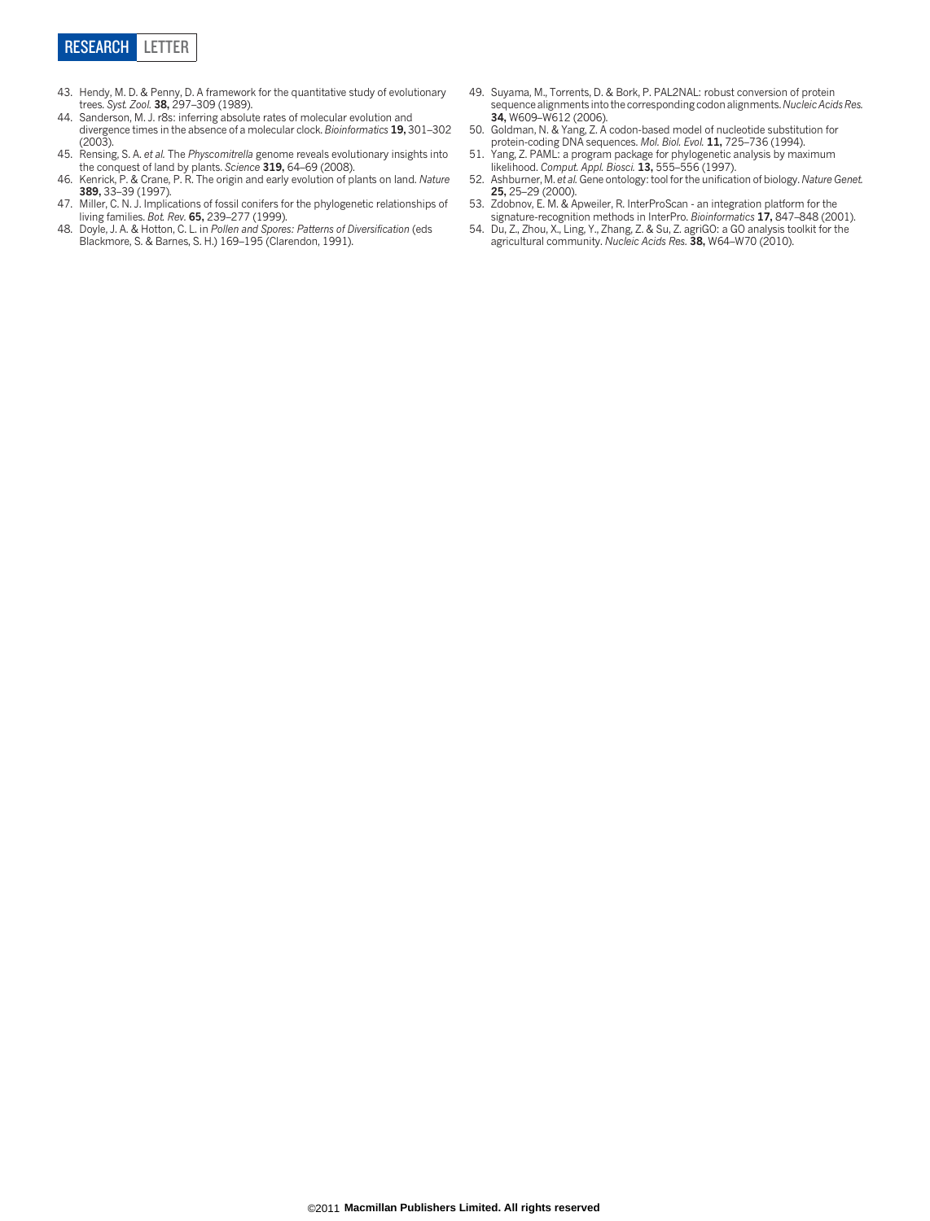43. Hendy, M. D. & Penny, D. A framework for the quantitative study of evolutionary trees. *Syst. Zool.* **38,** 297–309 (1989).
44. Sanderson, M. J. r8s: inferring absolute rates of molecular evolution and divergence times in the absence of a molecular clock. *Bioinformatics* **19,** 301–302 (2003).
45. Rensing, S. A. *et al.* The *Physcomitrella* genome reveals evolutionary insights into the conquest of land by plants. *Science* **319,** 64–69 (2008).
46. Kenrick, P. & Crane, P. R. The origin and early evolution of plants on land. *Nature* **389,** 33–39 (1997).
47. Miller, C. N. J. Implications of fossil conifers for the phylogenetic relationships of living families. *Bot. Rev.* **65,** 239–277 (1999).
48. Doyle, J. A. & Hotton, C. L. in *Pollen and Spores: Patterns of Diversification* (eds Blackmore, S. & Barnes, S. H.) 169–195 (Clarendon, 1991).
49. Suyama, M., Torrents, D. & Bork, P. PAL2NAL: robust conversion of protein sequence alignments into the corresponding codon alignments. *Nucleic Acids Res.* **34,** W609–W612 (2006).
50. Goldman, N. & Yang, Z. A codon-based model of nucleotide substitution for protein-coding DNA sequences. *Mol. Biol. Evol.* **11,** 725–736 (1994).
51. Yang, Z. PAML: a program package for phylogenetic analysis by maximum likelihood. *Comput. Appl. Biosci.* **13,** 555–556 (1997).
52. Ashburner, M. *et al.* Gene ontology: tool for the unification of biology. *Nature Genet.* **25,** 25–29 (2000).
53. Zdobnov, E. M. & Apweiler, R. InterProScan - an integration platform for the signature-recognition methods in InterPro. *Bioinformatics* **17,** 847–848 (2001).
54. Du, Z., Zhou, X., Ling, Y., Zhang, Z. & Su, Z. agriGO: a GO analysis toolkit for the agricultural community. *Nucleic Acids Res.* **38,** W64–W70 (2010).